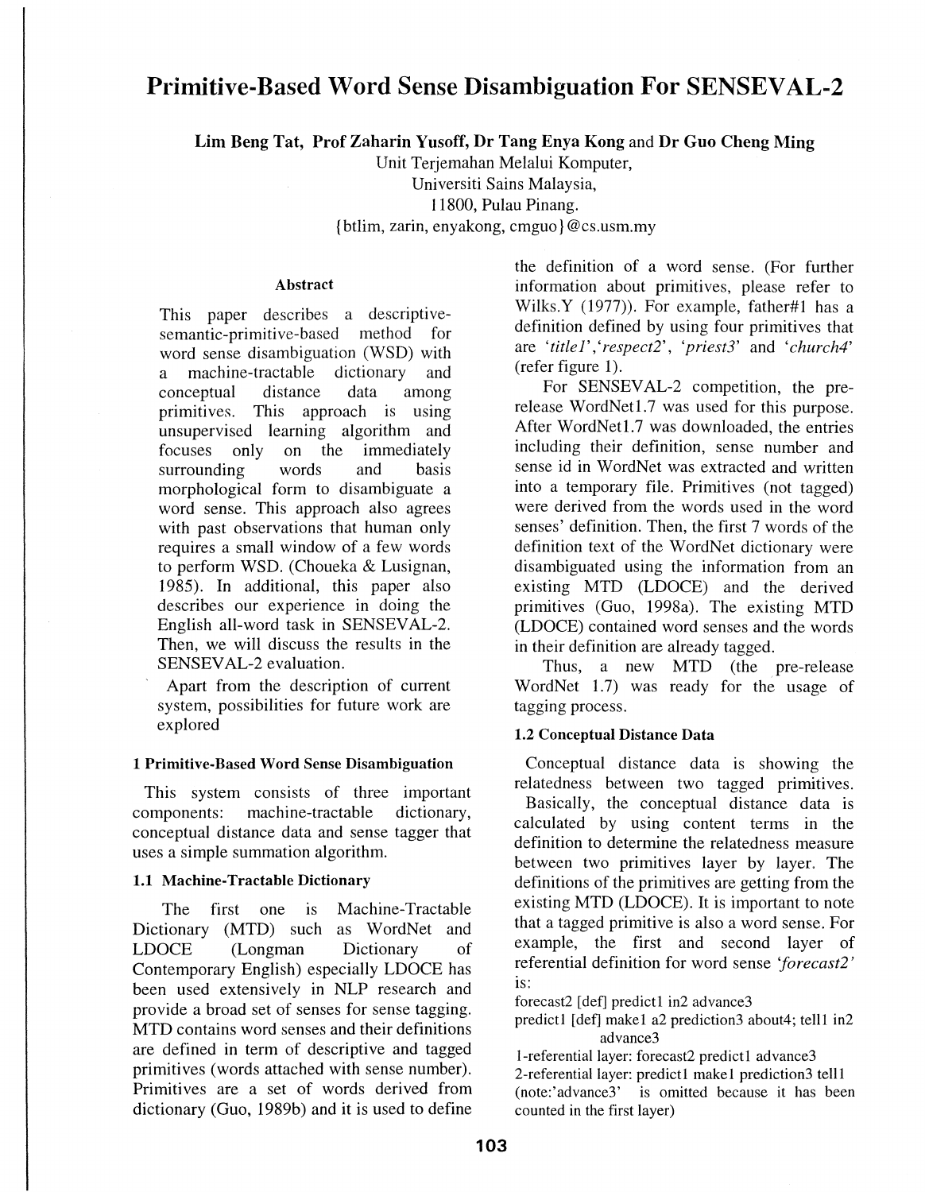# Primitive-Based Word Sense Disambiguation For SENSEVAL-2

**Lim Beng Tat, Prof Zaharin Yusoff, Dr Tang Enya Kong and Dr Guo Cheng Ming**

Unit Terjemahan Melalui Komputer,
Universiti Sains Malaysia,
11800, Pulau Pinang.
{btlim, zarin, enyakong, cmguo}@cs.usm.my

### Abstract

This paper describes a descriptive-semantic-primitive-based method for word sense disambiguation (WSD) with a machine-tractable dictionary and conceptual distance data among primitives. This approach is using unsupervised learning algorithm and focuses only on the immediately surrounding words and basis morphological form to disambiguate a word sense. This approach also agrees with past observations that human only requires a small window of a few words to perform WSD. (Choueka & Lusignan, 1985). In additional, this paper also describes our experience in doing the English all-word task in SENSEVAL-2. Then, we will discuss the results in the SENSEVAL-2 evaluation.

Apart from the description of current system, possibilities for future work are explored

## 1 Primitive-Based Word Sense Disambiguation

This system consists of three important components: machine-tractable dictionary, conceptual distance data and sense tagger that uses a simple summation algorithm.

### 1.1 Machine-Tractable Dictionary

The first one is Machine-Tractable Dictionary (MTD) such as WordNet and LDOCE (Longman Dictionary of Contemporary English) especially LDOCE has been used extensively in NLP research and provide a broad set of senses for sense tagging. MTD contains word senses and their definitions are defined in term of descriptive and tagged primitives (words attached with sense number). Primitives are a set of words derived from dictionary (Guo, 1989b) and it is used to define the definition of a word sense. (For further information about primitives, please refer to Wilks.Y (1977)). For example, father#1 has a definition defined by using four primitives that are *'title1'*,*'respect2'*, *'priest3'* and *'church4'* (refer figure 1).

For SENSEVAL-2 competition, the pre-release WordNet1.7 was used for this purpose. After WordNet1.7 was downloaded, the entries including their definition, sense number and sense id in WordNet was extracted and written into a temporary file. Primitives (not tagged) were derived from the words used in the word senses' definition. Then, the first 7 words of the definition text of the WordNet dictionary were disambiguated using the information from an existing MTD (LDOCE) and the derived primitives (Guo, 1998a). The existing MTD (LDOCE) contained word senses and the words in their definition are already tagged.

Thus, a new MTD (the pre-release WordNet 1.7) was ready for the usage of tagging process.

### 1.2 Conceptual Distance Data

Conceptual distance data is showing the relatedness between two tagged primitives.

Basically, the conceptual distance data is calculated by using content terms in the definition to determine the relatedness measure between two primitives layer by layer. The definitions of the primitives are getting from the existing MTD (LDOCE). It is important to note that a tagged primitive is also a word sense. For example, the first and second layer of referential definition for word sense *'forecast2'* is:

forecast2 [def] predict1 in2 advance3
predict1 [def] make1 a2 prediction3 about4; tell1 in2 advance3

1-referential layer: forecast2 predict1 advance3
2-referential layer: predict1 make1 prediction3 tell1
(note:'advance3' is omitted because it has been counted in the first layer)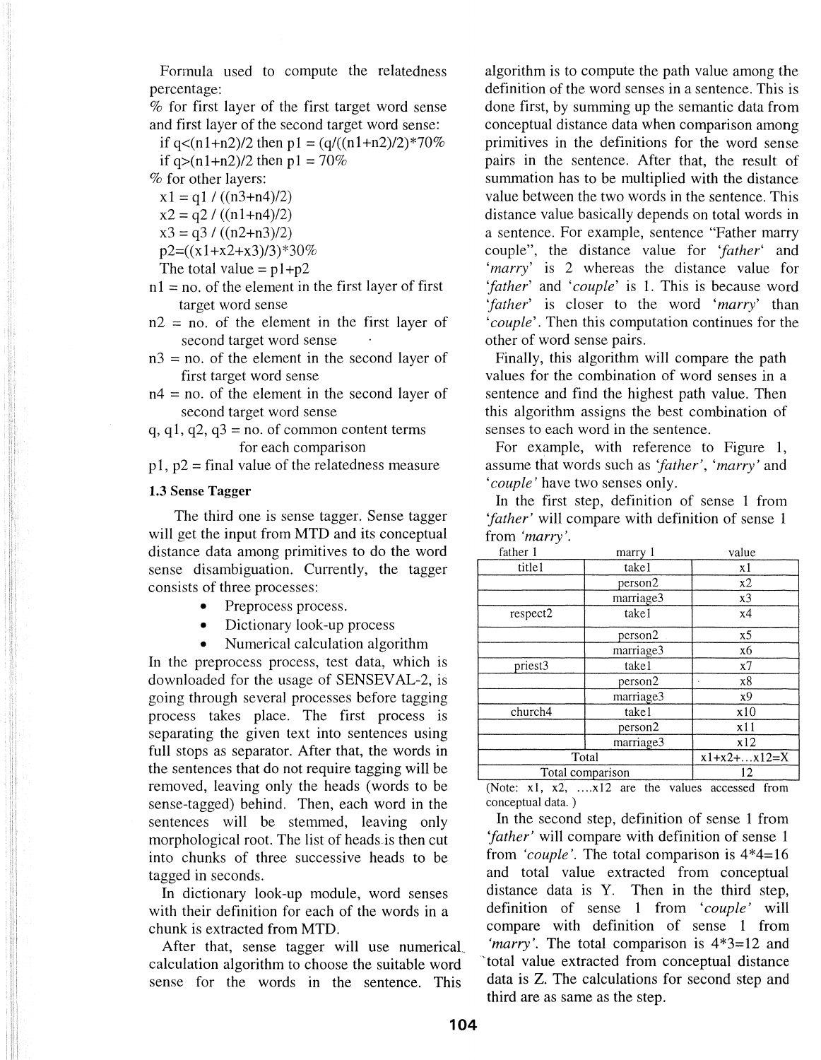Formula used to compute the relatedness percentage:

% for first layer of the first target word sense and first layer of the second target word sense:

if $q<(n1+n2)/2$ then $p1 = (q/((n1+n2)/2)*70\%$

if $q>(n1+n2)/2$ then $p1 = 70\%$

% for other layers:

$x1 = q1 / ((n3+n4)/2)$

$x2 = q2 / ((n1+n4)/2)$

$x3 = q3 / ((n2+n3)/2)$

$p2=((x1+x2+x3)/3)*30\%$

The total value = $p1+p2$

n1 = no. of the element in the first layer of first target word sense

n2 = no. of the element in the first layer of second target word sense

n3 = no. of the element in the second layer of first target word sense

n4 = no. of the element in the second layer of second target word sense

q, q1, q2, q3 = no. of common content terms for each comparison

p1, p2 = final value of the relatedness measure

### 1.3 Sense Tagger

The third one is sense tagger. Sense tagger will get the input from MTD and its conceptual distance data among primitives to do the word sense disambiguation. Currently, the tagger consists of three processes:

- Preprocess process.
- Dictionary look-up process
- Numerical calculation algorithm

In the preprocess process, test data, which is downloaded for the usage of SENSEVAL-2, is going through several processes before tagging process takes place. The first process is separating the given text into sentences using full stops as separator. After that, the words in the sentences that do not require tagging will be removed, leaving only the heads (words to be sense-tagged) behind. Then, each word in the sentences will be stemmed, leaving only morphological root. The list of heads is then cut into chunks of three successive heads to be tagged in seconds.

In dictionary look-up module, word senses with their definition for each of the words in a chunk is extracted from MTD.

After that, sense tagger will use numerical calculation algorithm to choose the suitable word sense for the words in the sentence. This algorithm is to compute the path value among the definition of the word senses in a sentence. This is done first, by summing up the semantic data from conceptual distance data when comparison among primitives in the definitions for the word sense pairs in the sentence. After that, the result of summation has to be multiplied with the distance value between the two words in the sentence. This distance value basically depends on total words in a sentence. For example, sentence "Father marry couple", the distance value for *'father'* and *'marry'* is 2 whereas the distance value for *'father'* and *'couple'* is 1. This is because word *'father'* is closer to the word *'marry'* than *'couple'*. Then this computation continues for the other of word sense pairs.

Finally, this algorithm will compare the path values for the combination of word senses in a sentence and find the highest path value. Then this algorithm assigns the best combination of senses to each word in the sentence.

For example, with reference to Figure 1, assume that words such as *'father'*, *'marry'* and *'couple'* have two senses only.

In the first step, definition of sense 1 from *'father'* will compare with definition of sense 1 from *'marry'*.

| father 1 | marry 1 | value |
|---|---|---|
| title1 | take1 | x1 |
| | person2 | x2 |
| | marriage3 | x3 |
| respect2 | take1 | x4 |
| | person2 | x5 |
| | marriage3 | x6 |
| priest3 | take1 | x7 |
| | person2 | x8 |
| | marriage3 | x9 |
| church4 | take1 | x10 |
| | person2 | x11 |
| | marriage3 | x12 |
| Total | | x1+x2+...x12=X |
| Total comparison | | 12 |

(Note: x1, x2, ....x12 are the values accessed from conceptual data.)

In the second step, definition of sense 1 from *'father'* will compare with definition of sense 1 from *'couple'*. The total comparison is 4*4=16 and total value extracted from conceptual distance data is Y. Then in the third step, definition of sense 1 from *'couple'* will compare with definition of sense 1 from *'marry'*. The total comparison is 4*3=12 and total value extracted from conceptual distance data is Z. The calculations for second step and third are as same as the step.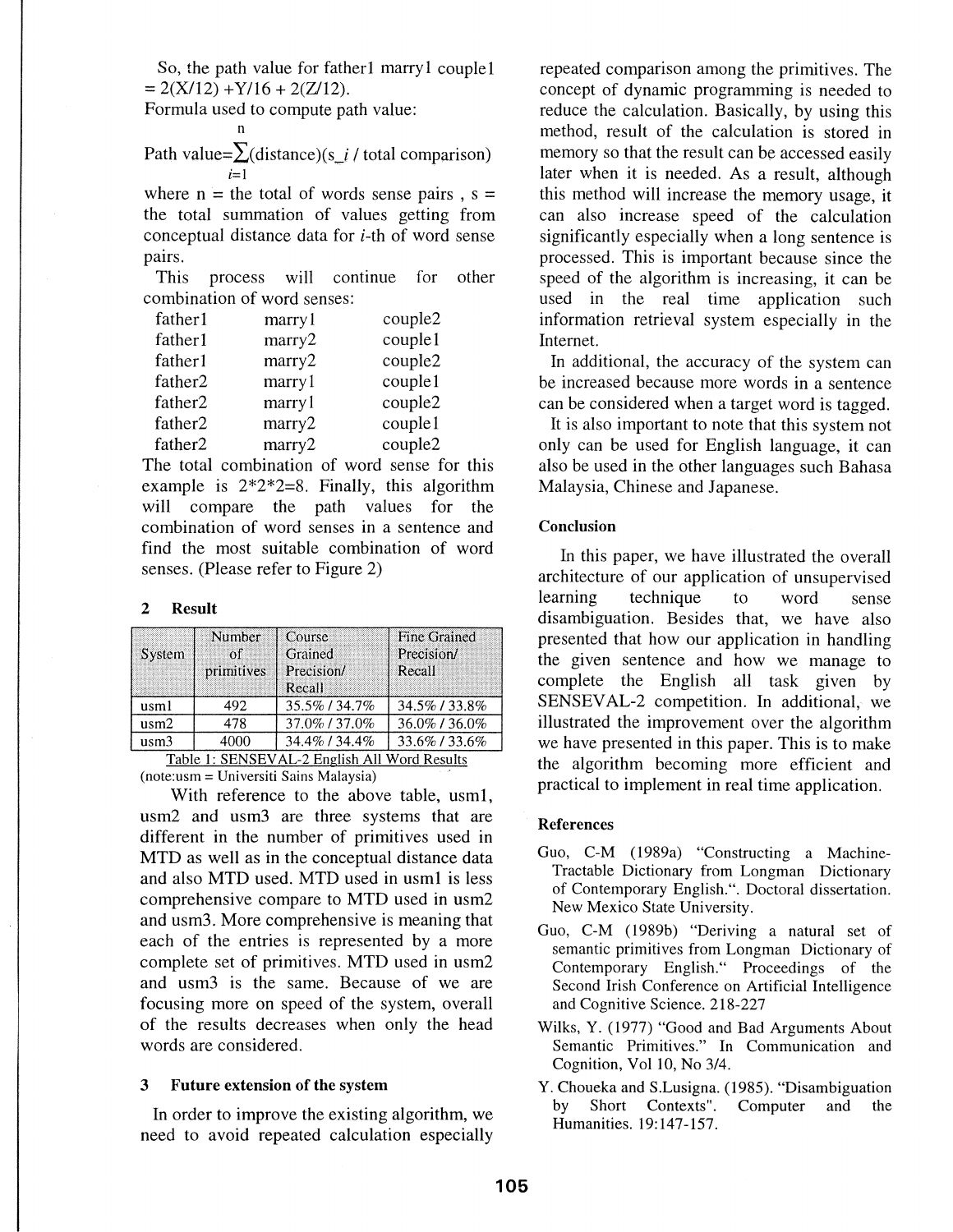So, the path value for father1 marry1 couple1 = 2(X/12) +Y/16 + 2(Z/12).

Formula used to compute path value:

$$\text{Path value}=\sum_{i=1}^{n}(\text{distance})(s\_i \,/\, \text{total comparison})$$

where n = the total of words sense pairs , s = the total summation of values getting from conceptual distance data for *i*-th of word sense pairs.

This process will continue for other combination of word senses:

| | | |
|---|---|---|
| father1 | marry1 | couple2 |
| father1 | marry2 | couple1 |
| father1 | marry2 | couple2 |
| father2 | marry1 | couple1 |
| father2 | marry1 | couple2 |
| father2 | marry2 | couple1 |
| father2 | marry2 | couple2 |

The total combination of word sense for this example is 2*2*2=8. Finally, this algorithm will compare the path values for the combination of word senses in a sentence and find the most suitable combination of word senses. (Please refer to Figure 2)

## 2 Result

| System | Number of primitives | Course Grained Precision/ Recall | Fine Grained Precision/ Recall |
|---|---|---|---|
| usm1 | 492 | 35.5% / 34.7% | 34.5% / 33.8% |
| usm2 | 478 | 37.0% / 37.0% | 36.0% / 36.0% |
| usm3 | 4000 | 34.4% / 34.4% | 33.6% / 33.6% |

Table 1: SENSEVAL-2 English All Word Results
(note:usm = Universiti Sains Malaysia)

With reference to the above table, usm1, usm2 and usm3 are three systems that are different in the number of primitives used in MTD as well as in the conceptual distance data and also MTD used. MTD used in usm1 is less comprehensive compare to MTD used in usm2 and usm3. More comprehensive is meaning that each of the entries is represented by a more complete set of primitives. MTD used in usm2 and usm3 is the same. Because of we are focusing more on speed of the system, overall of the results decreases when only the head words are considered.

## 3 Future extension of the system

In order to improve the existing algorithm, we need to avoid repeated calculation especially repeated comparison among the primitives. The concept of dynamic programming is needed to reduce the calculation. Basically, by using this method, result of the calculation is stored in memory so that the result can be accessed easily later when it is needed. As a result, although this method will increase the memory usage, it can also increase speed of the calculation significantly especially when a long sentence is processed. This is important because since the speed of the algorithm is increasing, it can be used in the real time application such information retrieval system especially in the Internet.

In additional, the accuracy of the system can be increased because more words in a sentence can be considered when a target word is tagged.

It is also important to note that this system not only can be used for English language, it can also be used in the other languages such Bahasa Malaysia, Chinese and Japanese.

## Conclusion

In this paper, we have illustrated the overall architecture of our application of unsupervised learning technique to word sense disambiguation. Besides that, we have also presented that how our application in handling the given sentence and how we manage to complete the English all task given by SENSEVAL-2 competition. In additional, we illustrated the improvement over the algorithm we have presented in this paper. This is to make the algorithm becoming more efficient and practical to implement in real time application.

## References

Guo, C-M (1989a) "Constructing a Machine-Tractable Dictionary from Longman Dictionary of Contemporary English.". Doctoral dissertation. New Mexico State University.

Guo, C-M (1989b) "Deriving a natural set of semantic primitives from Longman Dictionary of Contemporary English." Proceedings of the Second Irish Conference on Artificial Intelligence and Cognitive Science. 218-227

Wilks, Y. (1977) "Good and Bad Arguments About Semantic Primitives." In Communication and Cognition, Vol 10, No 3/4.

Y. Choueka and S.Lusigna. (1985). "Disambiguation by Short Contexts". Computer and the Humanities. 19:147-157.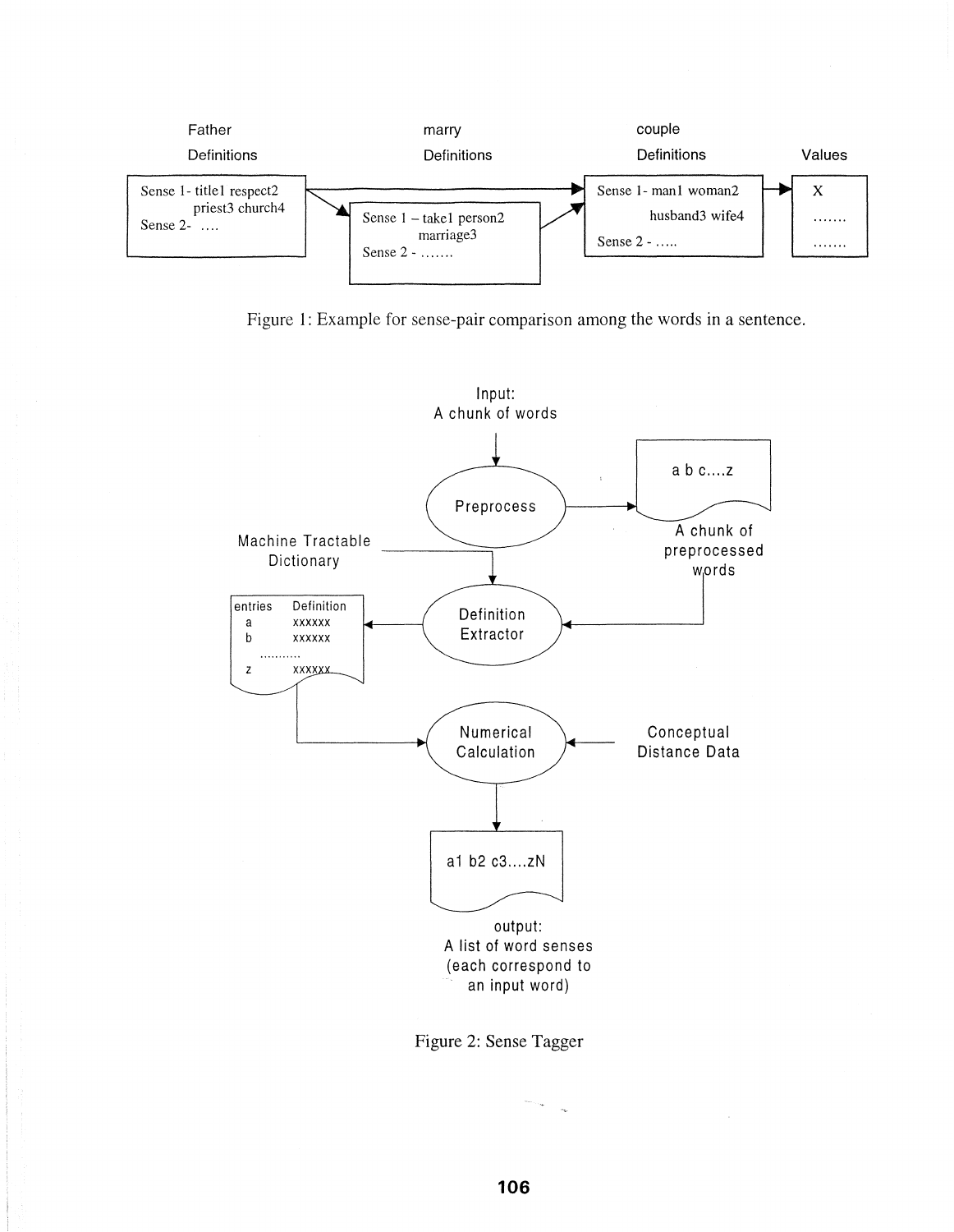Father
Definitions

Sense 1- title1 respect2 priest3 church4
Sense 2- ....

marry
Definitions

Sense 1 – take1 person2 marriage3
Sense 2 - .......

couple
Definitions

Sense 1- man1 woman2 husband3 wife4
Sense 2 - .....

Values

X
.......
.......

Figure 1: Example for sense-pair comparison among the words in a sentence.

Input:
A chunk of words

Preprocess

a b c....z

A chunk of preprocessed words

Machine Tractable Dictionary

Definition Extractor

entries Definition
a xxxxxx
b xxxxxx
...........
z xxxxxx

Numerical Calculation

Conceptual Distance Data

a1 b2 c3....zN

output:
A list of word senses (each correspond to an input word)

Figure 2: Sense Tagger